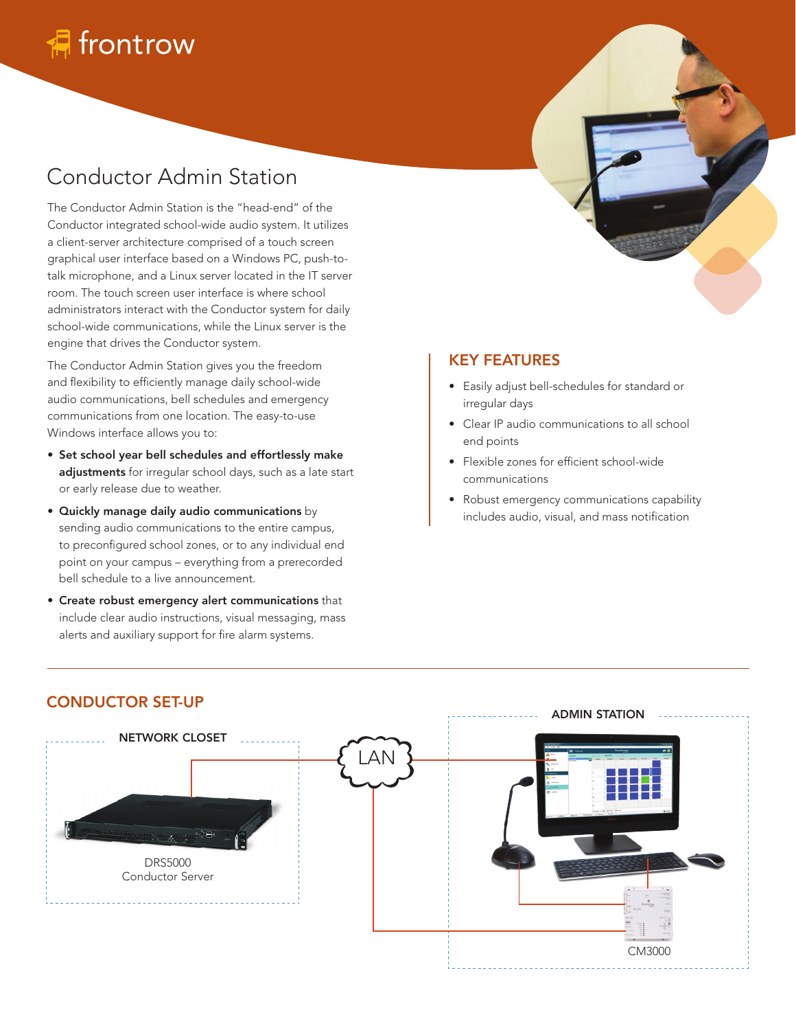frontrow

# Conductor Admin Station

The Conductor Admin Station is the "head-end" of the Conductor integrated school-wide audio system. It utilizes a client-server architecture comprised of a touch screen graphical user interface based on a Windows PC, push-to-talk microphone, and a Linux server located in the IT server room. The touch screen user interface is where school administrators interact with the Conductor system for daily school-wide communications, while the Linux server is the engine that drives the Conductor system.

The Conductor Admin Station gives you the freedom and flexibility to efficiently manage daily school-wide audio communications, bell schedules and emergency communications from one location. The easy-to-use Windows interface allows you to:

- **Set school year bell schedules and effortlessly make adjustments** for irregular school days, such as a late start or early release due to weather.
- **Quickly manage daily audio communications** by sending audio communications to the entire campus, to preconfigured school zones, or to any individual end point on your campus – everything from a prerecorded bell schedule to a live announcement.
- **Create robust emergency alert communications** that include clear audio instructions, visual messaging, mass alerts and auxiliary support for fire alarm systems.

## KEY FEATURES

- Easily adjust bell-schedules for standard or irregular days
- Clear IP audio communications to all school end points
- Flexible zones for efficient school-wide communications
- Robust emergency communications capability includes audio, visual, and mass notification

## CONDUCTOR SET-UP

NETWORK CLOSET

DRS5000
Conductor Server

LAN

ADMIN STATION

CM3000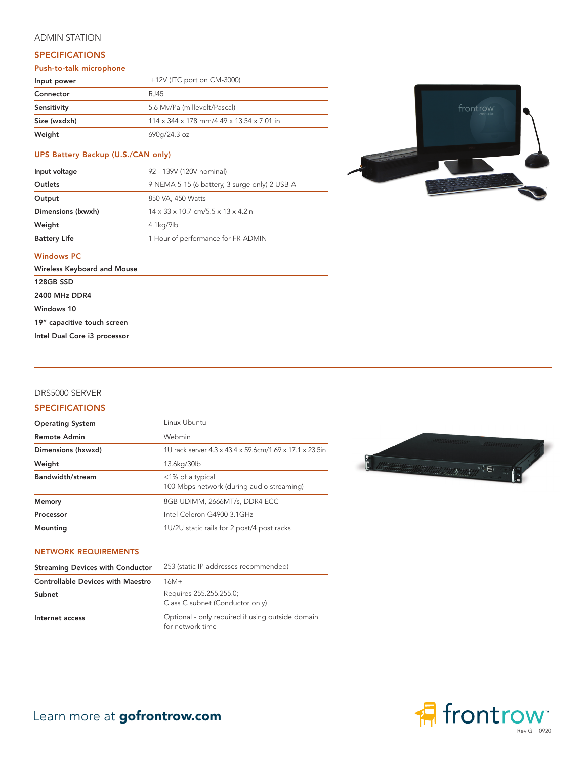ADMIN STATION

## SPECIFICATIONS

### Push-to-talk microphone

| | |
|---|---|
| **Input power** | +12V (ITC port on CM-3000) |
| **Connector** | RJ45 |
| **Sensitivity** | 5.6 Mv/Pa (millevolt/Pascal) |
| **Size (wxdxh)** | 114 x 344 x 178 mm/4.49 x 13.54 x 7.01 in |
| **Weight** | 690g/24.3 oz |

### UPS Battery Backup (U.S./CAN only)

| | |
|---|---|
| **Input voltage** | 92 - 139V (120V nominal) |
| **Outlets** | 9 NEMA 5-15 (6 battery, 3 surge only) 2 USB-A |
| **Output** | 850 VA, 450 Watts |
| **Dimensions (lxwxh)** | 14 x 33 x 10.7 cm/5.5 x 13 x 4.2in |
| **Weight** | 4.1kg/9lb |
| **Battery Life** | 1 Hour of performance for FR-ADMIN |

### Windows PC

**Wireless Keyboard and Mouse**

**128GB SSD**

**2400 MHz DDR4**

**Windows 10**

**19" capacitive touch screen**

**Intel Dual Core i3 processor**

---

DRS5000 SERVER

## SPECIFICATIONS

| | |
|---|---|
| **Operating System** | Linux Ubuntu |
| **Remote Admin** | Webmin |
| **Dimensions (hxwxd)** | 1U rack server 4.3 x 43.4 x 59.6cm/1.69 x 17.1 x 23.5in |
| **Weight** | 13.6kg/30lb |
| **Bandwidth/stream** | <1% of a typical 100 Mbps network (during audio streaming) |
| **Memory** | 8GB UDIMM, 2666MT/s, DDR4 ECC |
| **Processor** | Intel Celeron G4900 3.1GHz |
| **Mounting** | 1U/2U static rails for 2 post/4 post racks |

## NETWORK REQUIREMENTS

| | |
|---|---|
| **Streaming Devices with Conductor** | 253 (static IP addresses recommended) |
| **Controllable Devices with Maestro** | 16M+ |
| **Subnet** | Requires 255.255.255.0; Class C subnet (Conductor only) |
| **Internet access** | Optional - only required if using outside domain for network time |

Learn more at **gofrontrow.com**

frontrow™

Rev G 0920